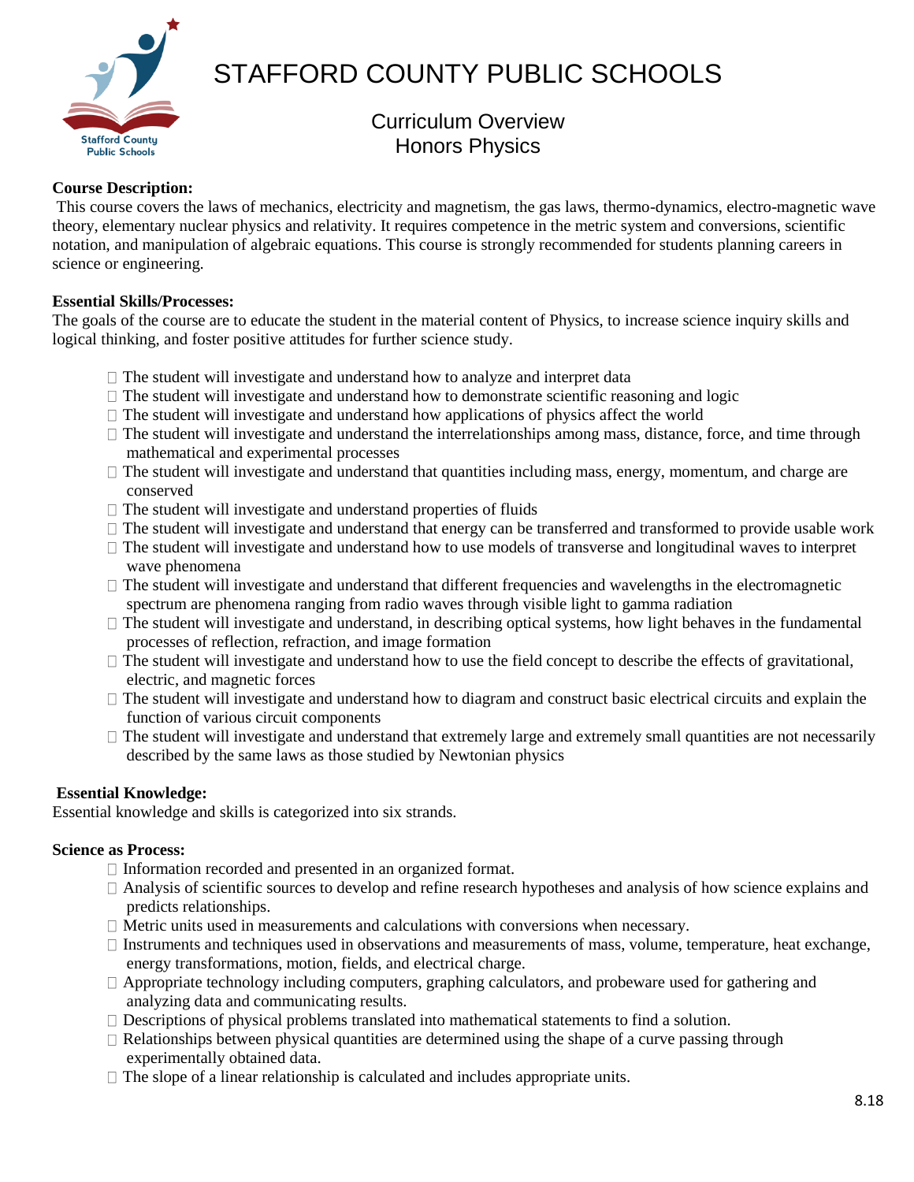# STAFFORD COUNTY PUBLIC SCHOOLS

## Curriculum Overview
## Honors Physics

**Course Description:**

This course covers the laws of mechanics, electricity and magnetism, the gas laws, thermo-dynamics, electro-magnetic wave theory, elementary nuclear physics and relativity. It requires competence in the metric system and conversions, scientific notation, and manipulation of algebraic equations. This course is strongly recommended for students planning careers in science or engineering.

**Essential Skills/Processes:**

The goals of the course are to educate the student in the material content of Physics, to increase science inquiry skills and logical thinking, and foster positive attitudes for further science study.

- The student will investigate and understand how to analyze and interpret data
- The student will investigate and understand how to demonstrate scientific reasoning and logic
- The student will investigate and understand how applications of physics affect the world
- The student will investigate and understand the interrelationships among mass, distance, force, and time through mathematical and experimental processes
- The student will investigate and understand that quantities including mass, energy, momentum, and charge are conserved
- The student will investigate and understand properties of fluids
- The student will investigate and understand that energy can be transferred and transformed to provide usable work
- The student will investigate and understand how to use models of transverse and longitudinal waves to interpret wave phenomena
- The student will investigate and understand that different frequencies and wavelengths in the electromagnetic spectrum are phenomena ranging from radio waves through visible light to gamma radiation
- The student will investigate and understand, in describing optical systems, how light behaves in the fundamental processes of reflection, refraction, and image formation
- The student will investigate and understand how to use the field concept to describe the effects of gravitational, electric, and magnetic forces
- The student will investigate and understand how to diagram and construct basic electrical circuits and explain the function of various circuit components
- The student will investigate and understand that extremely large and extremely small quantities are not necessarily described by the same laws as those studied by Newtonian physics

**Essential Knowledge:**

Essential knowledge and skills is categorized into six strands.

**Science as Process:**

- Information recorded and presented in an organized format.
- Analysis of scientific sources to develop and refine research hypotheses and analysis of how science explains and predicts relationships.
- Metric units used in measurements and calculations with conversions when necessary.
- Instruments and techniques used in observations and measurements of mass, volume, temperature, heat exchange, energy transformations, motion, fields, and electrical charge.
- Appropriate technology including computers, graphing calculators, and probeware used for gathering and analyzing data and communicating results.
- Descriptions of physical problems translated into mathematical statements to find a solution.
- Relationships between physical quantities are determined using the shape of a curve passing through experimentally obtained data.
- The slope of a linear relationship is calculated and includes appropriate units.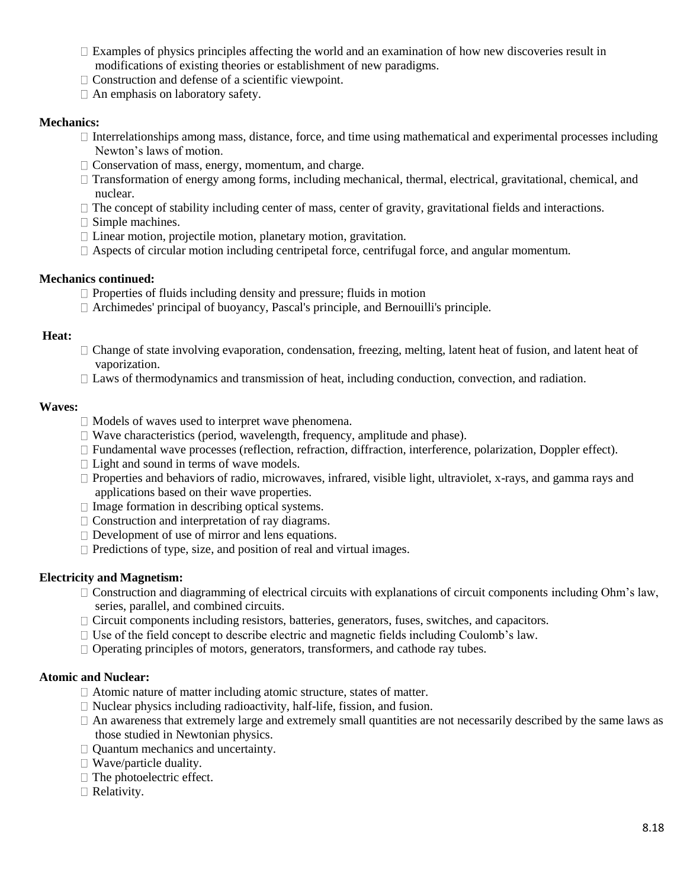- Examples of physics principles affecting the world and an examination of how new discoveries result in modifications of existing theories or establishment of new paradigms.
- Construction and defense of a scientific viewpoint.
- An emphasis on laboratory safety.

**Mechanics:**

- Interrelationships among mass, distance, force, and time using mathematical and experimental processes including Newton's laws of motion.
- Conservation of mass, energy, momentum, and charge.
- Transformation of energy among forms, including mechanical, thermal, electrical, gravitational, chemical, and nuclear.
- The concept of stability including center of mass, center of gravity, gravitational fields and interactions.
- Simple machines.
- Linear motion, projectile motion, planetary motion, gravitation.
- Aspects of circular motion including centripetal force, centrifugal force, and angular momentum.

**Mechanics continued:**

- Properties of fluids including density and pressure; fluids in motion
- Archimedes' principal of buoyancy, Pascal's principle, and Bernouilli's principle.

**Heat:**

- Change of state involving evaporation, condensation, freezing, melting, latent heat of fusion, and latent heat of vaporization.
- Laws of thermodynamics and transmission of heat, including conduction, convection, and radiation.

**Waves:**

- Models of waves used to interpret wave phenomena.
- Wave characteristics (period, wavelength, frequency, amplitude and phase).
- Fundamental wave processes (reflection, refraction, diffraction, interference, polarization, Doppler effect).
- Light and sound in terms of wave models.
- Properties and behaviors of radio, microwaves, infrared, visible light, ultraviolet, x-rays, and gamma rays and applications based on their wave properties.
- Image formation in describing optical systems.
- Construction and interpretation of ray diagrams.
- Development of use of mirror and lens equations.
- Predictions of type, size, and position of real and virtual images.

**Electricity and Magnetism:**

- Construction and diagramming of electrical circuits with explanations of circuit components including Ohm's law, series, parallel, and combined circuits.
- Circuit components including resistors, batteries, generators, fuses, switches, and capacitors.
- Use of the field concept to describe electric and magnetic fields including Coulomb's law.
- Operating principles of motors, generators, transformers, and cathode ray tubes.

**Atomic and Nuclear:**

- Atomic nature of matter including atomic structure, states of matter.
- Nuclear physics including radioactivity, half-life, fission, and fusion.
- An awareness that extremely large and extremely small quantities are not necessarily described by the same laws as those studied in Newtonian physics.
- Quantum mechanics and uncertainty.
- Wave/particle duality.
- The photoelectric effect.
- Relativity.